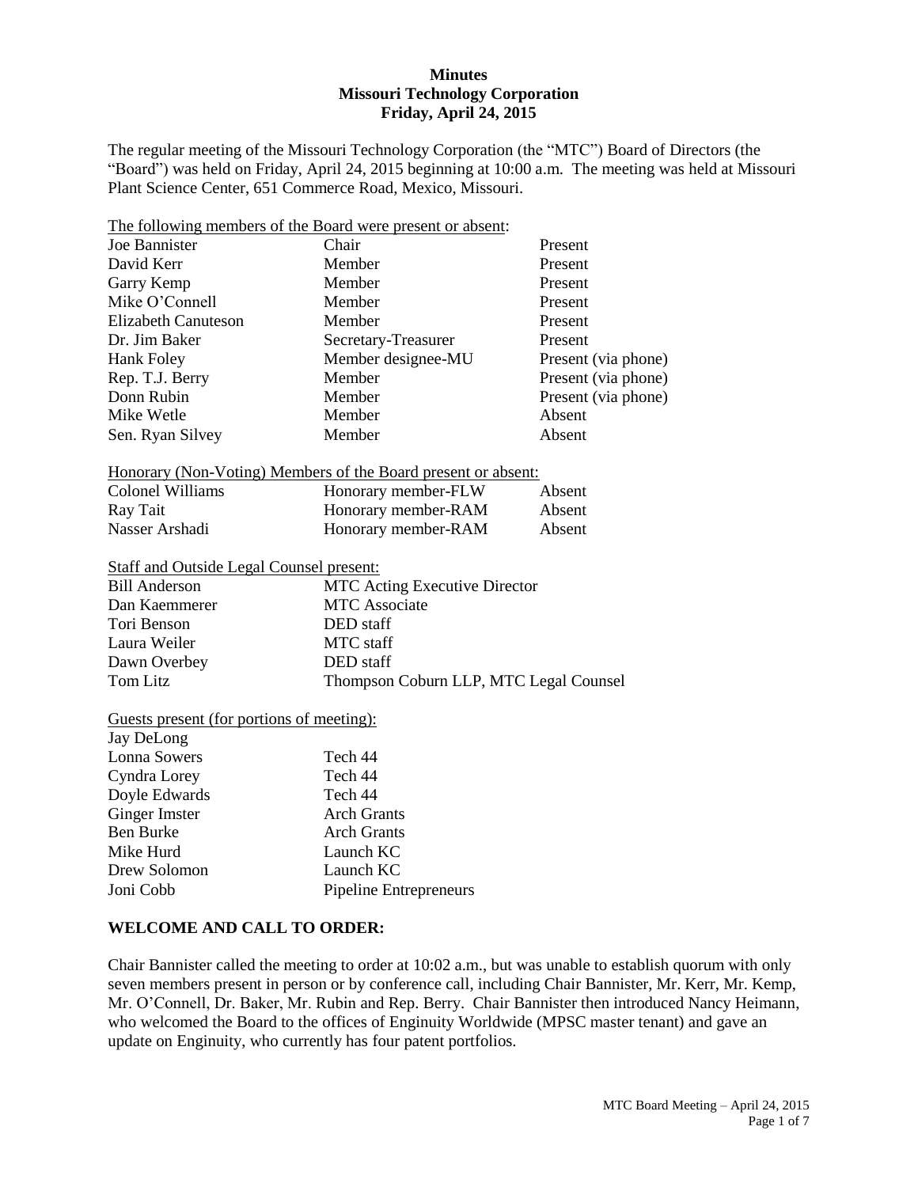**Minutes**
**Missouri Technology Corporation**
**Friday, April 24, 2015**

The regular meeting of the Missouri Technology Corporation (the "MTC") Board of Directors (the "Board") was held on Friday, April 24, 2015 beginning at 10:00 a.m. The meeting was held at Missouri Plant Science Center, 651 Commerce Road, Mexico, Missouri.

The following members of the Board were present or absent:

| | | |
|---|---|---|
| Joe Bannister | Chair | Present |
| David Kerr | Member | Present |
| Garry Kemp | Member | Present |
| Mike O'Connell | Member | Present |
| Elizabeth Canuteson | Member | Present |
| Dr. Jim Baker | Secretary-Treasurer | Present |
| Hank Foley | Member designee-MU | Present (via phone) |
| Rep. T.J. Berry | Member | Present (via phone) |
| Donn Rubin | Member | Present (via phone) |
| Mike Wetle | Member | Absent |
| Sen. Ryan Silvey | Member | Absent |

Honorary (Non-Voting) Members of the Board present or absent:

| | | |
|---|---|---|
| Colonel Williams | Honorary member-FLW | Absent |
| Ray Tait | Honorary member-RAM | Absent |
| Nasser Arshadi | Honorary member-RAM | Absent |

Staff and Outside Legal Counsel present:

| | |
|---|---|
| Bill Anderson | MTC Acting Executive Director |
| Dan Kaemmerer | MTC Associate |
| Tori Benson | DED staff |
| Laura Weiler | MTC staff |
| Dawn Overbey | DED staff |
| Tom Litz | Thompson Coburn LLP, MTC Legal Counsel |

Guests present (for portions of meeting):

| | |
|---|---|
| Jay DeLong | |
| Lonna Sowers | Tech 44 |
| Cyndra Lorey | Tech 44 |
| Doyle Edwards | Tech 44 |
| Ginger Imster | Arch Grants |
| Ben Burke | Arch Grants |
| Mike Hurd | Launch KC |
| Drew Solomon | Launch KC |
| Joni Cobb | Pipeline Entrepreneurs |

## WELCOME AND CALL TO ORDER:

Chair Bannister called the meeting to order at 10:02 a.m., but was unable to establish quorum with only seven members present in person or by conference call, including Chair Bannister, Mr. Kerr, Mr. Kemp, Mr. O'Connell, Dr. Baker, Mr. Rubin and Rep. Berry. Chair Bannister then introduced Nancy Heimann, who welcomed the Board to the offices of Enginuity Worldwide (MPSC master tenant) and gave an update on Enginuity, who currently has four patent portfolios.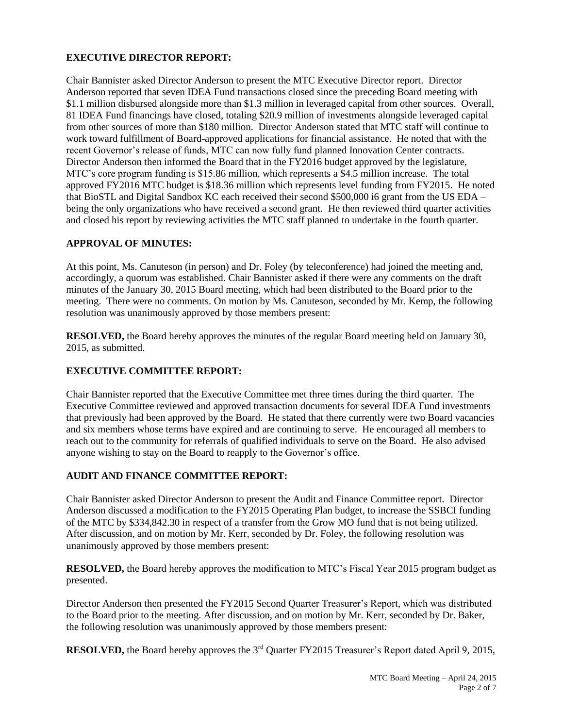## EXECUTIVE DIRECTOR REPORT:

Chair Bannister asked Director Anderson to present the MTC Executive Director report. Director Anderson reported that seven IDEA Fund transactions closed since the preceding Board meeting with \$1.1 million disbursed alongside more than \$1.3 million in leveraged capital from other sources. Overall, 81 IDEA Fund financings have closed, totaling \$20.9 million of investments alongside leveraged capital from other sources of more than \$180 million. Director Anderson stated that MTC staff will continue to work toward fulfillment of Board-approved applications for financial assistance. He noted that with the recent Governor's release of funds, MTC can now fully fund planned Innovation Center contracts. Director Anderson then informed the Board that in the FY2016 budget approved by the legislature, MTC's core program funding is \$15.86 million, which represents a \$4.5 million increase. The total approved FY2016 MTC budget is \$18.36 million which represents level funding from FY2015. He noted that BioSTL and Digital Sandbox KC each received their second \$500,000 i6 grant from the US EDA – being the only organizations who have received a second grant. He then reviewed third quarter activities and closed his report by reviewing activities the MTC staff planned to undertake in the fourth quarter.

## APPROVAL OF MINUTES:

At this point, Ms. Canuteson (in person) and Dr. Foley (by teleconference) had joined the meeting and, accordingly, a quorum was established. Chair Bannister asked if there were any comments on the draft minutes of the January 30, 2015 Board meeting, which had been distributed to the Board prior to the meeting. There were no comments. On motion by Ms. Canuteson, seconded by Mr. Kemp, the following resolution was unanimously approved by those members present:

**RESOLVED,** the Board hereby approves the minutes of the regular Board meeting held on January 30, 2015, as submitted.

## EXECUTIVE COMMITTEE REPORT:

Chair Bannister reported that the Executive Committee met three times during the third quarter. The Executive Committee reviewed and approved transaction documents for several IDEA Fund investments that previously had been approved by the Board. He stated that there currently were two Board vacancies and six members whose terms have expired and are continuing to serve. He encouraged all members to reach out to the community for referrals of qualified individuals to serve on the Board. He also advised anyone wishing to stay on the Board to reapply to the Governor's office.

## AUDIT AND FINANCE COMMITTEE REPORT:

Chair Bannister asked Director Anderson to present the Audit and Finance Committee report. Director Anderson discussed a modification to the FY2015 Operating Plan budget, to increase the SSBCI funding of the MTC by \$334,842.30 in respect of a transfer from the Grow MO fund that is not being utilized. After discussion, and on motion by Mr. Kerr, seconded by Dr. Foley, the following resolution was unanimously approved by those members present:

**RESOLVED,** the Board hereby approves the modification to MTC's Fiscal Year 2015 program budget as presented.

Director Anderson then presented the FY2015 Second Quarter Treasurer's Report, which was distributed to the Board prior to the meeting. After discussion, and on motion by Mr. Kerr, seconded by Dr. Baker, the following resolution was unanimously approved by those members present:

**RESOLVED,** the Board hereby approves the 3rd Quarter FY2015 Treasurer's Report dated April 9, 2015,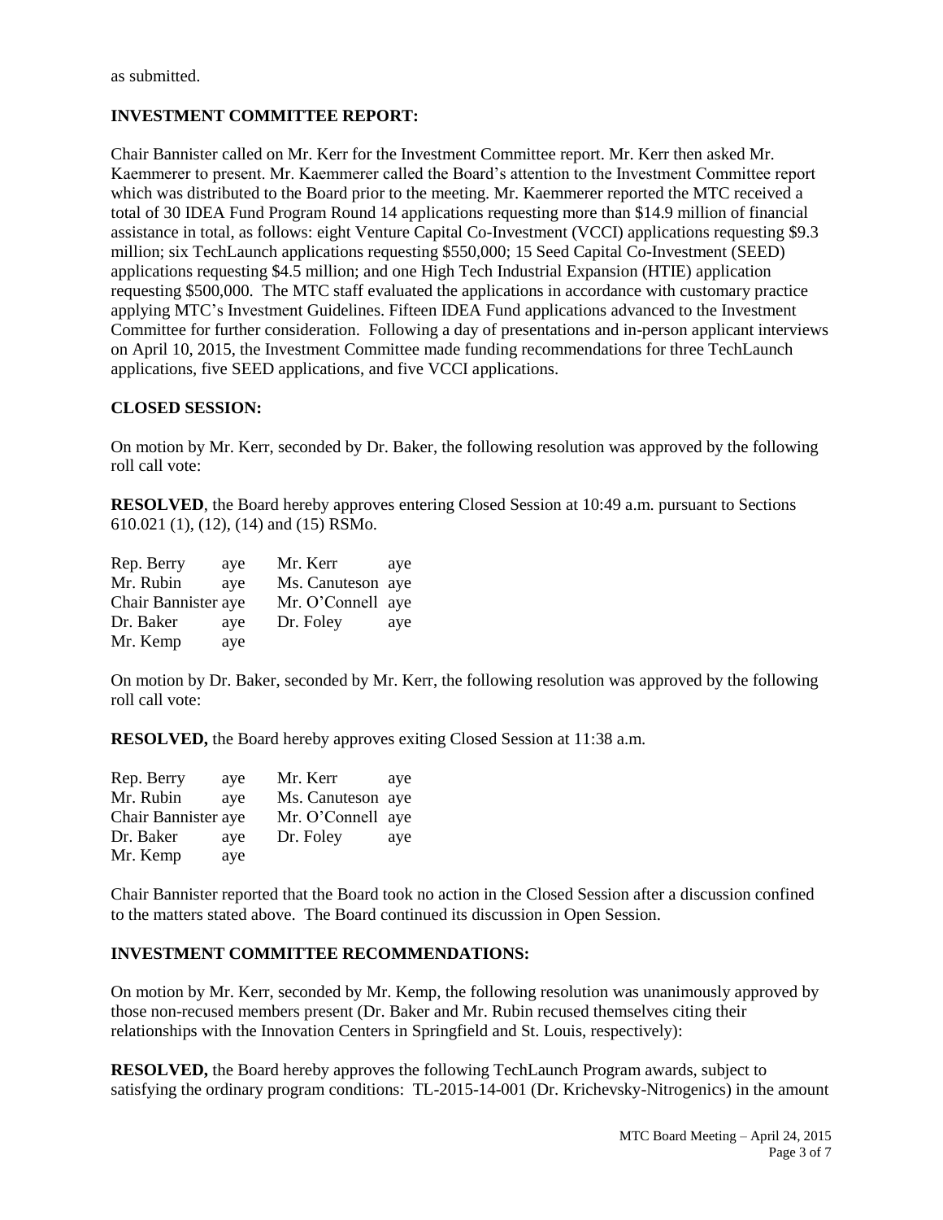as submitted.

**INVESTMENT COMMITTEE REPORT:**

Chair Bannister called on Mr. Kerr for the Investment Committee report. Mr. Kerr then asked Mr. Kaemmerer to present. Mr. Kaemmerer called the Board's attention to the Investment Committee report which was distributed to the Board prior to the meeting. Mr. Kaemmerer reported the MTC received a total of 30 IDEA Fund Program Round 14 applications requesting more than $14.9 million of financial assistance in total, as follows: eight Venture Capital Co-Investment (VCCI) applications requesting $9.3 million; six TechLaunch applications requesting $550,000; 15 Seed Capital Co-Investment (SEED) applications requesting $4.5 million; and one High Tech Industrial Expansion (HTIE) application requesting $500,000. The MTC staff evaluated the applications in accordance with customary practice applying MTC's Investment Guidelines. Fifteen IDEA Fund applications advanced to the Investment Committee for further consideration. Following a day of presentations and in-person applicant interviews on April 10, 2015, the Investment Committee made funding recommendations for three TechLaunch applications, five SEED applications, and five VCCI applications.

**CLOSED SESSION:**

On motion by Mr. Kerr, seconded by Dr. Baker, the following resolution was approved by the following roll call vote:

**RESOLVED**, the Board hereby approves entering Closed Session at 10:49 a.m. pursuant to Sections 610.021 (1), (12), (14) and (15) RSMo.

| | | | |
|---|---|---|---|
| Rep. Berry | aye | Mr. Kerr | aye |
| Mr. Rubin | aye | Ms. Canuteson | aye |
| Chair Bannister | aye | Mr. O'Connell | aye |
| Dr. Baker | aye | Dr. Foley | aye |
| Mr. Kemp | aye | | |

On motion by Dr. Baker, seconded by Mr. Kerr, the following resolution was approved by the following roll call vote:

**RESOLVED,** the Board hereby approves exiting Closed Session at 11:38 a.m.

| | | | |
|---|---|---|---|
| Rep. Berry | aye | Mr. Kerr | aye |
| Mr. Rubin | aye | Ms. Canuteson | aye |
| Chair Bannister | aye | Mr. O'Connell | aye |
| Dr. Baker | aye | Dr. Foley | aye |
| Mr. Kemp | aye | | |

Chair Bannister reported that the Board took no action in the Closed Session after a discussion confined to the matters stated above. The Board continued its discussion in Open Session.

**INVESTMENT COMMITTEE RECOMMENDATIONS:**

On motion by Mr. Kerr, seconded by Mr. Kemp, the following resolution was unanimously approved by those non-recused members present (Dr. Baker and Mr. Rubin recused themselves citing their relationships with the Innovation Centers in Springfield and St. Louis, respectively):

**RESOLVED,** the Board hereby approves the following TechLaunch Program awards, subject to satisfying the ordinary program conditions: TL-2015-14-001 (Dr. Krichevsky-Nitrogenics) in the amount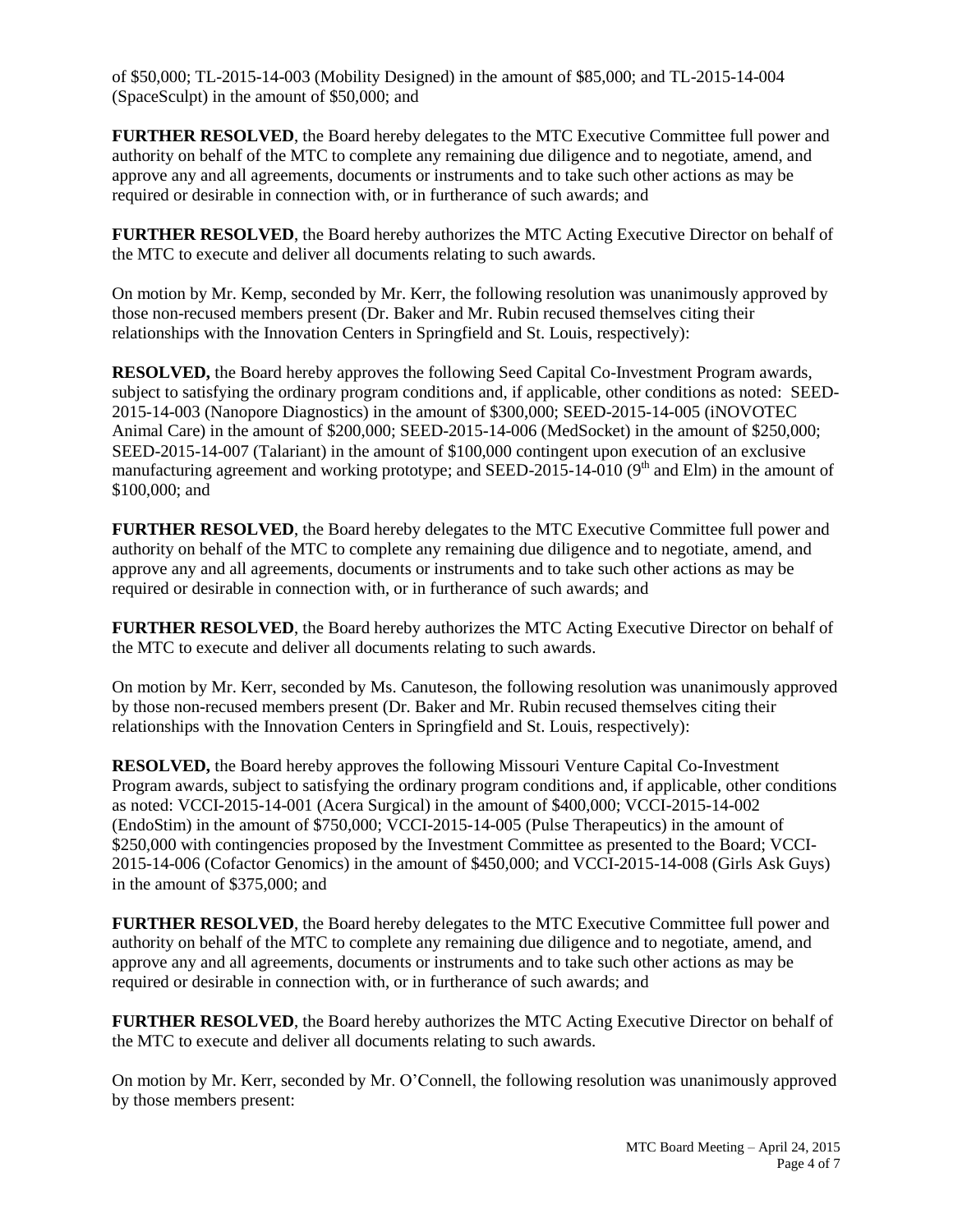of $50,000; TL-2015-14-003 (Mobility Designed) in the amount of $85,000; and TL-2015-14-004 (SpaceSculpt) in the amount of $50,000; and

**FURTHER RESOLVED**, the Board hereby delegates to the MTC Executive Committee full power and authority on behalf of the MTC to complete any remaining due diligence and to negotiate, amend, and approve any and all agreements, documents or instruments and to take such other actions as may be required or desirable in connection with, or in furtherance of such awards; and

**FURTHER RESOLVED**, the Board hereby authorizes the MTC Acting Executive Director on behalf of the MTC to execute and deliver all documents relating to such awards.

On motion by Mr. Kemp, seconded by Mr. Kerr, the following resolution was unanimously approved by those non-recused members present (Dr. Baker and Mr. Rubin recused themselves citing their relationships with the Innovation Centers in Springfield and St. Louis, respectively):

**RESOLVED,** the Board hereby approves the following Seed Capital Co-Investment Program awards, subject to satisfying the ordinary program conditions and, if applicable, other conditions as noted: SEED-2015-14-003 (Nanopore Diagnostics) in the amount of $300,000; SEED-2015-14-005 (iNOVOTEC Animal Care) in the amount of $200,000; SEED-2015-14-006 (MedSocket) in the amount of $250,000; SEED-2015-14-007 (Talariant) in the amount of $100,000 contingent upon execution of an exclusive manufacturing agreement and working prototype; and SEED-2015-14-010 (9th and Elm) in the amount of $100,000; and

**FURTHER RESOLVED**, the Board hereby delegates to the MTC Executive Committee full power and authority on behalf of the MTC to complete any remaining due diligence and to negotiate, amend, and approve any and all agreements, documents or instruments and to take such other actions as may be required or desirable in connection with, or in furtherance of such awards; and

**FURTHER RESOLVED**, the Board hereby authorizes the MTC Acting Executive Director on behalf of the MTC to execute and deliver all documents relating to such awards.

On motion by Mr. Kerr, seconded by Ms. Canuteson, the following resolution was unanimously approved by those non-recused members present (Dr. Baker and Mr. Rubin recused themselves citing their relationships with the Innovation Centers in Springfield and St. Louis, respectively):

**RESOLVED,** the Board hereby approves the following Missouri Venture Capital Co-Investment Program awards, subject to satisfying the ordinary program conditions and, if applicable, other conditions as noted: VCCI-2015-14-001 (Acera Surgical) in the amount of $400,000; VCCI-2015-14-002 (EndoStim) in the amount of $750,000; VCCI-2015-14-005 (Pulse Therapeutics) in the amount of $250,000 with contingencies proposed by the Investment Committee as presented to the Board; VCCI-2015-14-006 (Cofactor Genomics) in the amount of $450,000; and VCCI-2015-14-008 (Girls Ask Guys) in the amount of $375,000; and

**FURTHER RESOLVED**, the Board hereby delegates to the MTC Executive Committee full power and authority on behalf of the MTC to complete any remaining due diligence and to negotiate, amend, and approve any and all agreements, documents or instruments and to take such other actions as may be required or desirable in connection with, or in furtherance of such awards; and

**FURTHER RESOLVED**, the Board hereby authorizes the MTC Acting Executive Director on behalf of the MTC to execute and deliver all documents relating to such awards.

On motion by Mr. Kerr, seconded by Mr. O'Connell, the following resolution was unanimously approved by those members present: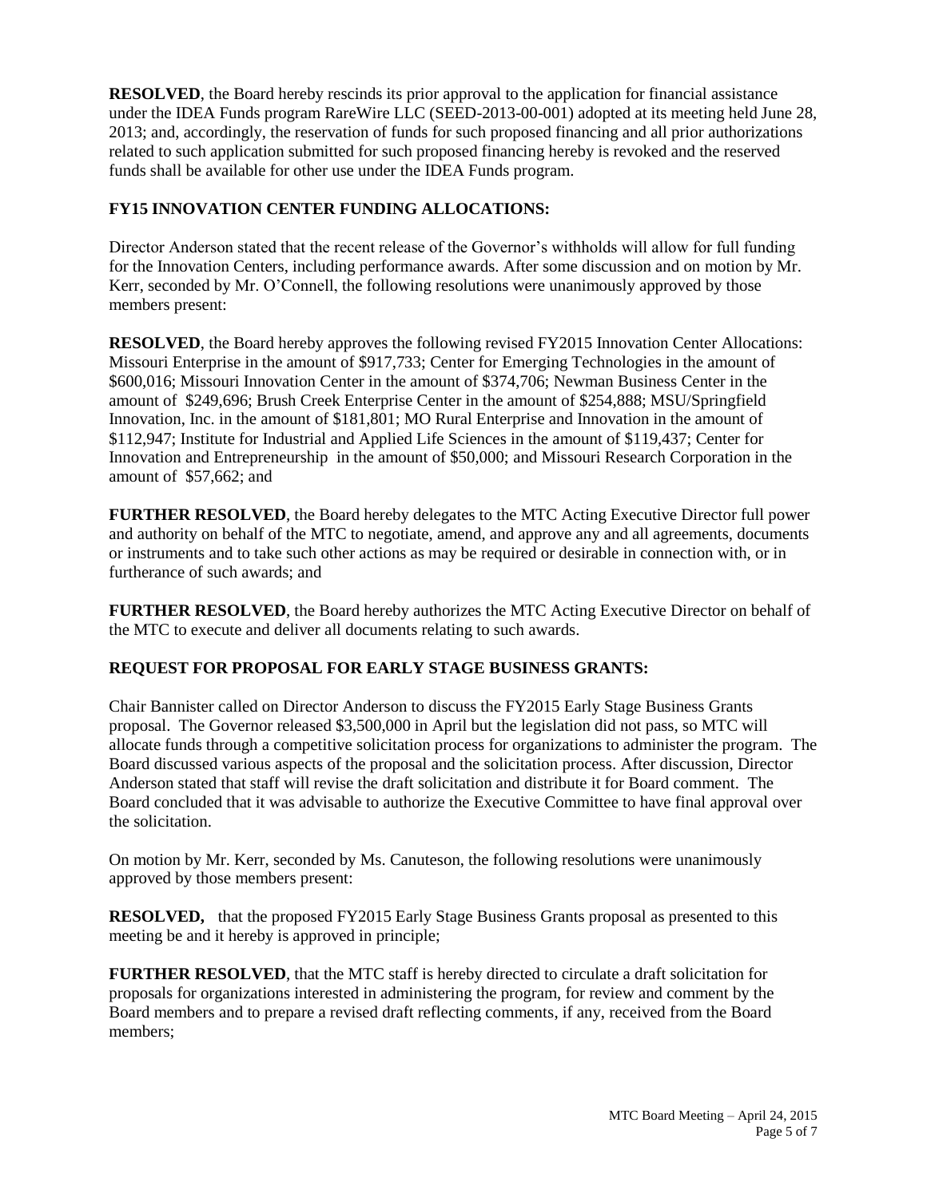**RESOLVED**, the Board hereby rescinds its prior approval to the application for financial assistance under the IDEA Funds program RareWire LLC (SEED-2013-00-001) adopted at its meeting held June 28, 2013; and, accordingly, the reservation of funds for such proposed financing and all prior authorizations related to such application submitted for such proposed financing hereby is revoked and the reserved funds shall be available for other use under the IDEA Funds program.

**FY15 INNOVATION CENTER FUNDING ALLOCATIONS:**

Director Anderson stated that the recent release of the Governor's withholds will allow for full funding for the Innovation Centers, including performance awards. After some discussion and on motion by Mr. Kerr, seconded by Mr. O'Connell, the following resolutions were unanimously approved by those members present:

**RESOLVED**, the Board hereby approves the following revised FY2015 Innovation Center Allocations: Missouri Enterprise in the amount of $917,733; Center for Emerging Technologies in the amount of $600,016; Missouri Innovation Center in the amount of $374,706; Newman Business Center in the amount of $249,696; Brush Creek Enterprise Center in the amount of $254,888; MSU/Springfield Innovation, Inc. in the amount of $181,801; MO Rural Enterprise and Innovation in the amount of $112,947; Institute for Industrial and Applied Life Sciences in the amount of $119,437; Center for Innovation and Entrepreneurship in the amount of $50,000; and Missouri Research Corporation in the amount of $57,662; and

**FURTHER RESOLVED**, the Board hereby delegates to the MTC Acting Executive Director full power and authority on behalf of the MTC to negotiate, amend, and approve any and all agreements, documents or instruments and to take such other actions as may be required or desirable in connection with, or in furtherance of such awards; and

**FURTHER RESOLVED**, the Board hereby authorizes the MTC Acting Executive Director on behalf of the MTC to execute and deliver all documents relating to such awards.

**REQUEST FOR PROPOSAL FOR EARLY STAGE BUSINESS GRANTS:**

Chair Bannister called on Director Anderson to discuss the FY2015 Early Stage Business Grants proposal. The Governor released $3,500,000 in April but the legislation did not pass, so MTC will allocate funds through a competitive solicitation process for organizations to administer the program. The Board discussed various aspects of the proposal and the solicitation process. After discussion, Director Anderson stated that staff will revise the draft solicitation and distribute it for Board comment. The Board concluded that it was advisable to authorize the Executive Committee to have final approval over the solicitation.

On motion by Mr. Kerr, seconded by Ms. Canuteson, the following resolutions were unanimously approved by those members present:

**RESOLVED,** that the proposed FY2015 Early Stage Business Grants proposal as presented to this meeting be and it hereby is approved in principle;

**FURTHER RESOLVED**, that the MTC staff is hereby directed to circulate a draft solicitation for proposals for organizations interested in administering the program, for review and comment by the Board members and to prepare a revised draft reflecting comments, if any, received from the Board members;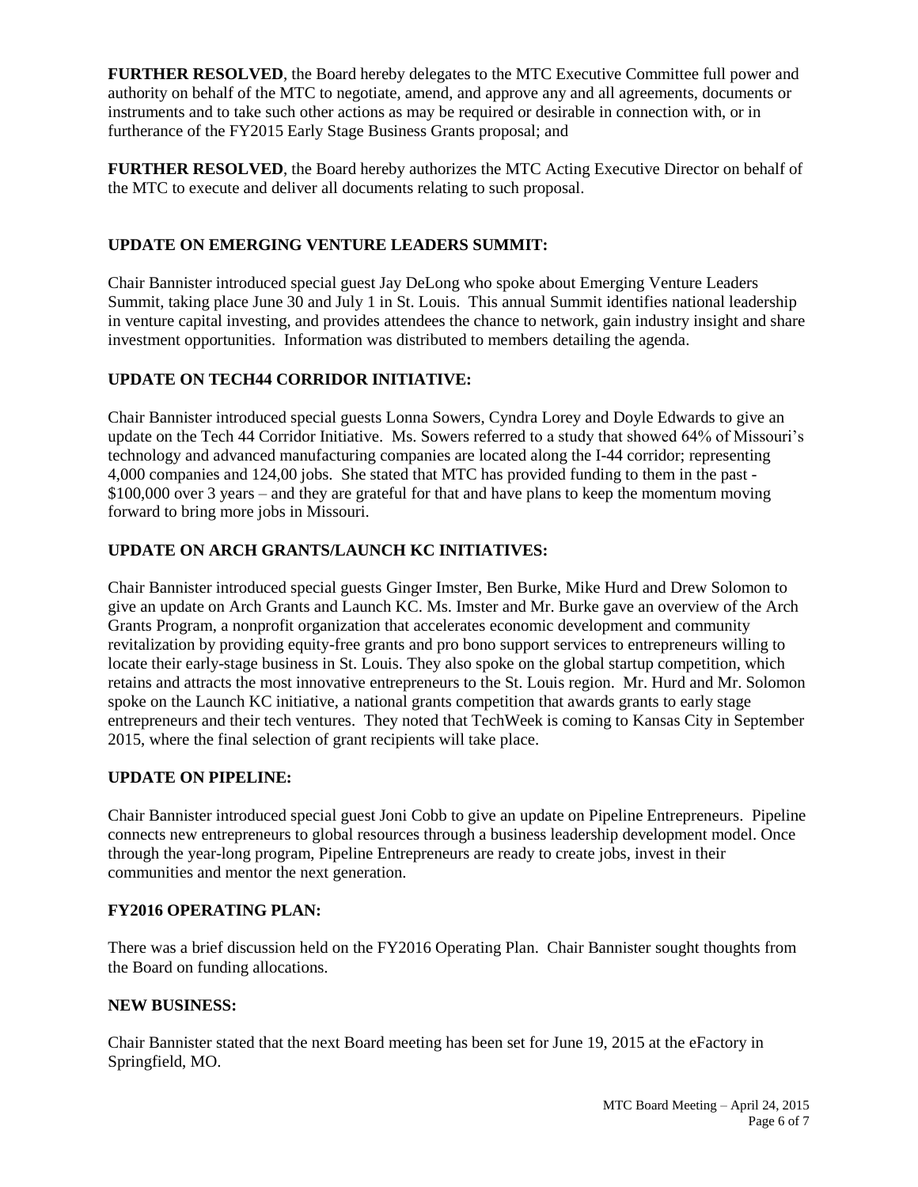**FURTHER RESOLVED**, the Board hereby delegates to the MTC Executive Committee full power and authority on behalf of the MTC to negotiate, amend, and approve any and all agreements, documents or instruments and to take such other actions as may be required or desirable in connection with, or in furtherance of the FY2015 Early Stage Business Grants proposal; and

**FURTHER RESOLVED**, the Board hereby authorizes the MTC Acting Executive Director on behalf of the MTC to execute and deliver all documents relating to such proposal.

## UPDATE ON EMERGING VENTURE LEADERS SUMMIT:

Chair Bannister introduced special guest Jay DeLong who spoke about Emerging Venture Leaders Summit, taking place June 30 and July 1 in St. Louis. This annual Summit identifies national leadership in venture capital investing, and provides attendees the chance to network, gain industry insight and share investment opportunities. Information was distributed to members detailing the agenda.

## UPDATE ON TECH44 CORRIDOR INITIATIVE:

Chair Bannister introduced special guests Lonna Sowers, Cyndra Lorey and Doyle Edwards to give an update on the Tech 44 Corridor Initiative. Ms. Sowers referred to a study that showed 64% of Missouri's technology and advanced manufacturing companies are located along the I-44 corridor; representing 4,000 companies and 124,00 jobs. She stated that MTC has provided funding to them in the past - $100,000 over 3 years – and they are grateful for that and have plans to keep the momentum moving forward to bring more jobs in Missouri.

## UPDATE ON ARCH GRANTS/LAUNCH KC INITIATIVES:

Chair Bannister introduced special guests Ginger Imster, Ben Burke, Mike Hurd and Drew Solomon to give an update on Arch Grants and Launch KC. Ms. Imster and Mr. Burke gave an overview of the Arch Grants Program, a nonprofit organization that accelerates economic development and community revitalization by providing equity-free grants and pro bono support services to entrepreneurs willing to locate their early-stage business in St. Louis. They also spoke on the global startup competition, which retains and attracts the most innovative entrepreneurs to the St. Louis region. Mr. Hurd and Mr. Solomon spoke on the Launch KC initiative, a national grants competition that awards grants to early stage entrepreneurs and their tech ventures. They noted that TechWeek is coming to Kansas City in September 2015, where the final selection of grant recipients will take place.

## UPDATE ON PIPELINE:

Chair Bannister introduced special guest Joni Cobb to give an update on Pipeline Entrepreneurs. Pipeline connects new entrepreneurs to global resources through a business leadership development model. Once through the year-long program, Pipeline Entrepreneurs are ready to create jobs, invest in their communities and mentor the next generation.

## FY2016 OPERATING PLAN:

There was a brief discussion held on the FY2016 Operating Plan. Chair Bannister sought thoughts from the Board on funding allocations.

## NEW BUSINESS:

Chair Bannister stated that the next Board meeting has been set for June 19, 2015 at the eFactory in Springfield, MO.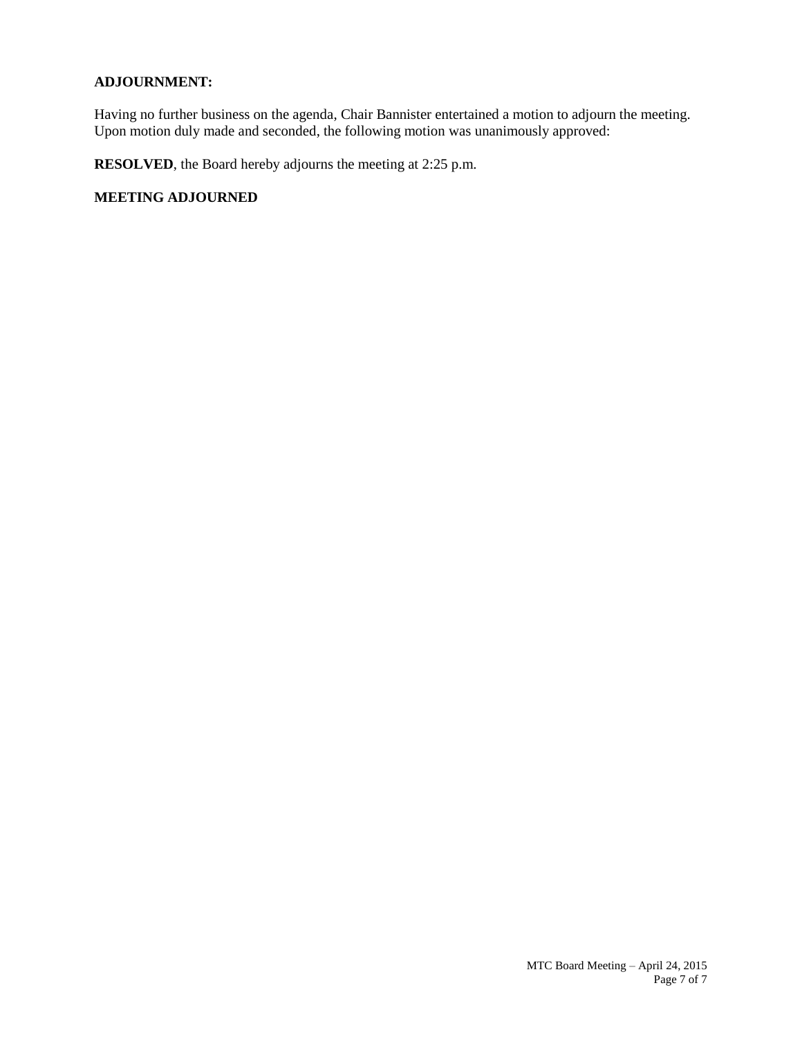**ADJOURNMENT:**

Having no further business on the agenda, Chair Bannister entertained a motion to adjourn the meeting. Upon motion duly made and seconded, the following motion was unanimously approved:

**RESOLVED**, the Board hereby adjourns the meeting at 2:25 p.m.

**MEETING ADJOURNED**